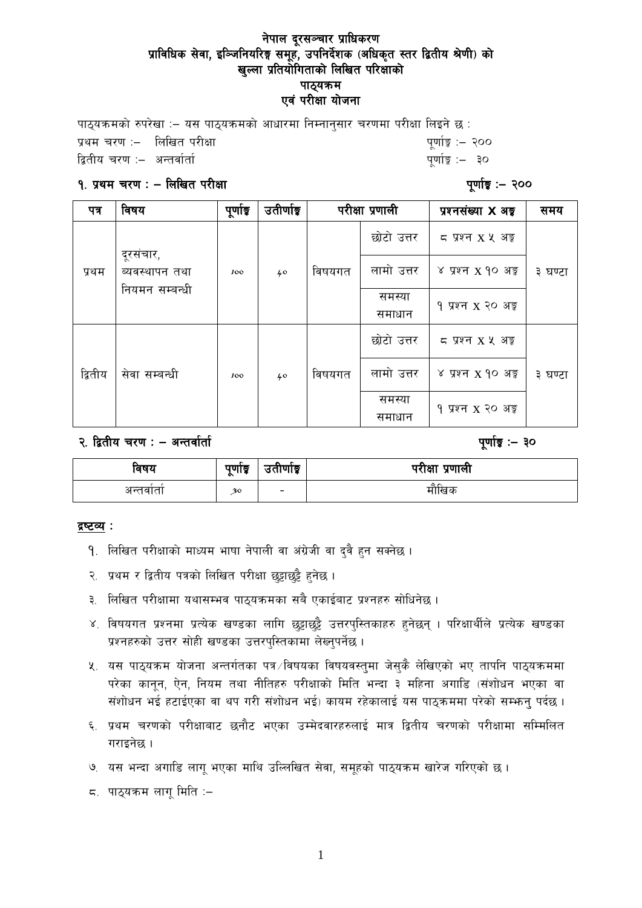# नेपाल दूरसञ्चार प्राधिकरण
## प्राविधिक सेवा, इञ्जिनियरिङ्ग समूह, उपनिर्देशक (अधिकृत स्तर द्वितीय श्रेणी) को
## खुल्ला प्रतियोगिताको लिखित परिक्षाको
## पाठ्यक्रम
## एवं परीक्षा योजना

पाठ्यक्रमको रुपरेखा :– यस पाठ्यक्रमको आधारमा निम्नानुसार चरणमा परीक्षा लिइने छ :

प्रथम चरण :– लिखित परीक्षा पूर्णाङ्क :– २००

द्वितीय चरण :– अन्तर्वार्ता पूर्णाङ्क :– ३०

### १. प्रथम चरण : – लिखित परीक्षा पूर्णाङ्क :– २००

| पत्र | विषय | पूर्णाङ्क | उतीर्णाङ्क | परीक्षा प्रणाली | | प्रश्नसंख्या X अङ्क | समय |
|---|---|---|---|---|---|---|---|
| प्रथम | दूरसंचार, व्यवस्थापन तथा नियमन सम्बन्धी | १०० | ४० | विषयगत | छोटो उत्तर | ८ प्रश्न X ५ अङ्क | ३ घण्टा |
| | | | | | लामो उत्तर | ४ प्रश्न X १० अङ्क | |
| | | | | | समस्या समाधान | १ प्रश्न X २० अङ्क | |
| द्वितीय | सेवा सम्बन्धी | १०० | ४० | विषयगत | छोटो उत्तर | ८ प्रश्न X ५ अङ्क | ३ घण्टा |
| | | | | | लामो उत्तर | ४ प्रश्न X १० अङ्क | |
| | | | | | समस्या समाधान | १ प्रश्न X २० अङ्क | |

### २. द्वितीय चरण : – अन्तर्वार्ता पूर्णाङ्क :– ३०

| विषय | पूर्णाङ्क | उतीर्णाङ्क | परीक्षा प्रणाली |
|---|---|---|---|
| अन्तर्वार्ता | ३० | - | मौखिक |

**द्रष्टव्य :**

१. लिखित परीक्षाको माध्यम भाषा नेपाली वा अंग्रेजी वा दुवै हुन सक्नेछ ।

२. प्रथम र द्वितीय पत्रको लिखित परीक्षा छुट्टाछुट्टै हुनेछ ।

३. लिखित परीक्षामा यथासम्भव पाठ्यक्रमका सबै एकाईबाट प्रश्नहरु सोधिनेछ ।

४. विषयगत प्रश्नमा प्रत्येक खण्डका लागि छुट्टाछुट्टै उत्तरपुस्तिकाहरु हुनेछन् । परिक्षार्थीले प्रत्येक खण्डका प्रश्नहरुको उत्तर सोही खण्डका उत्तरपुस्तिकामा लेख्नुपर्नेछ ।

५. यस पाठ्यक्रम योजना अन्तर्गतका पत्र/विषयका विषयवस्तुमा जेसुकै लेखिएको भए तापनि पाठ्यक्रममा परेका कानून, ऐन, नियम तथा नीतिहरु परीक्षाको मिति भन्दा ३ महिना अगाडि (संशोधन भएका वा संशोधन भई हटाईएका वा थप गरी संशोधन भई) कायम रहेकालाई यस पाठक्रममा परेको सम्झनु पर्दछ ।

६. प्रथम चरणको परीक्षाबाट छनौट भएका उम्मेदवारहरुलाई मात्र द्वितीय चरणको परीक्षामा सम्मिलित गराइनेछ ।

७. यस भन्दा अगाडि लागू भएका माथि उल्लिखित सेवा, समूहको पाठ्यक्रम खारेज गरिएको छ ।

८. पाठ्यक्रम लागू मिति :–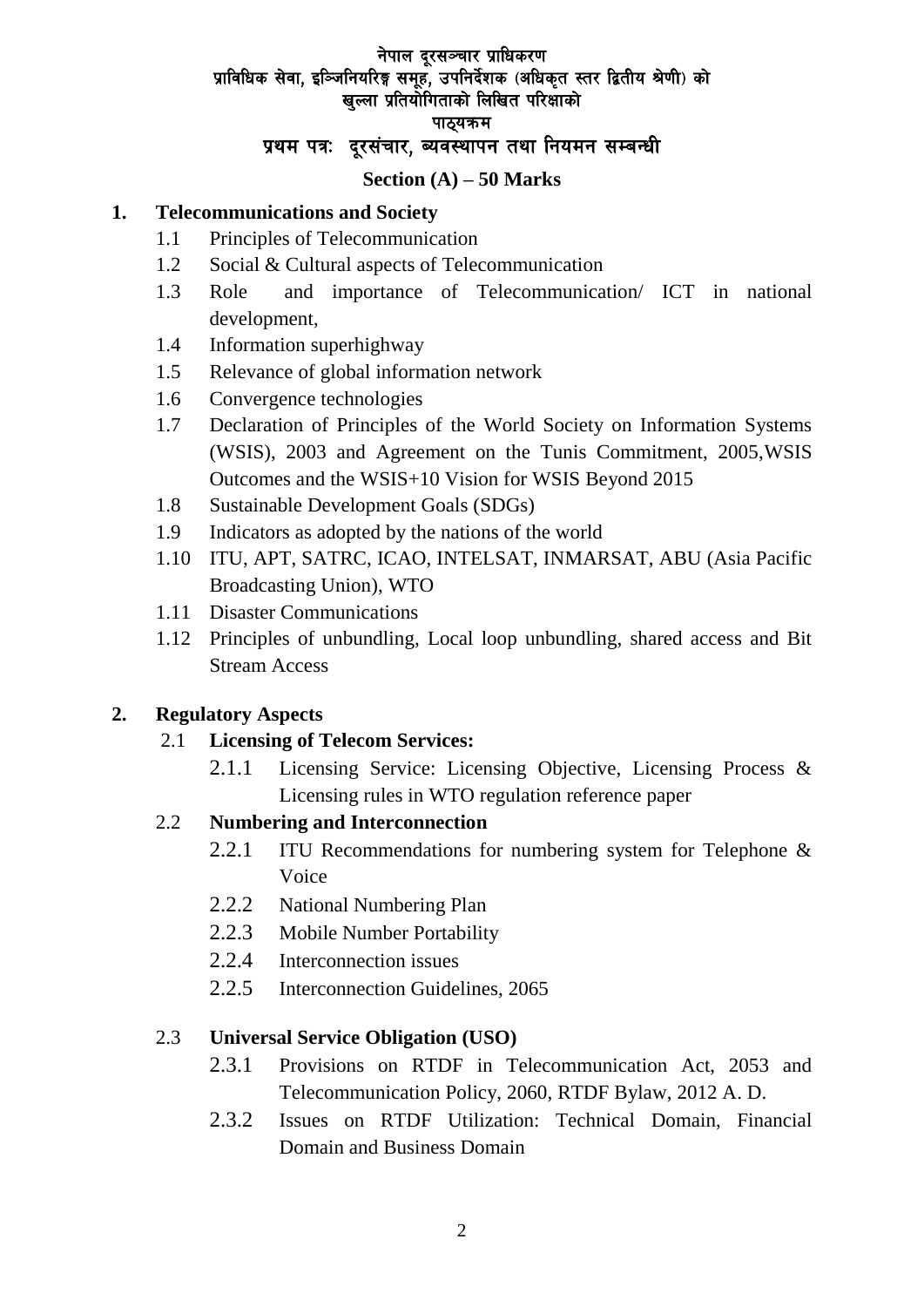# नेपाल दूरसञ्चार प्राधिकरण

## प्राविधिक सेवा, इञ्जिनियरिङ्ग समूह, उपनिर्देशक (अधिकृत स्तर द्वितीय श्रेणी) को खुल्ला प्रतियोगिताको लिखित परिक्षाको

## पाठ्यक्रम

## प्रथम पत्रः दूरसंचार, व्यवस्थापन तथा नियमन सम्बन्धी

### Section (A) – 50 Marks

**1. Telecommunications and Society**

1.1 Principles of Telecommunication

1.2 Social & Cultural aspects of Telecommunication

1.3 Role and importance of Telecommunication/ ICT in national development,

1.4 Information superhighway

1.5 Relevance of global information network

1.6 Convergence technologies

1.7 Declaration of Principles of the World Society on Information Systems (WSIS), 2003 and Agreement on the Tunis Commitment, 2005,WSIS Outcomes and the WSIS+10 Vision for WSIS Beyond 2015

1.8 Sustainable Development Goals (SDGs)

1.9 Indicators as adopted by the nations of the world

1.10 ITU, APT, SATRC, ICAO, INTELSAT, INMARSAT, ABU (Asia Pacific Broadcasting Union), WTO

1.11 Disaster Communications

1.12 Principles of unbundling, Local loop unbundling, shared access and Bit Stream Access

**2. Regulatory Aspects**

2.1 **Licensing of Telecom Services:**

2.1.1 Licensing Service: Licensing Objective, Licensing Process & Licensing rules in WTO regulation reference paper

2.2 **Numbering and Interconnection**

2.2.1 ITU Recommendations for numbering system for Telephone & Voice

2.2.2 National Numbering Plan

2.2.3 Mobile Number Portability

2.2.4 Interconnection issues

2.2.5 Interconnection Guidelines, 2065

2.3 **Universal Service Obligation (USO)**

2.3.1 Provisions on RTDF in Telecommunication Act, 2053 and Telecommunication Policy, 2060, RTDF Bylaw, 2012 A. D.

2.3.2 Issues on RTDF Utilization: Technical Domain, Financial Domain and Business Domain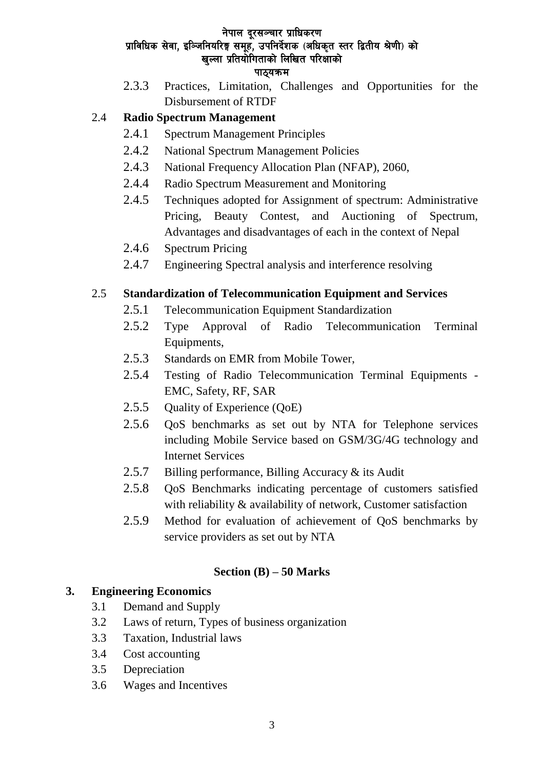2.3.3 Practices, Limitation, Challenges and Opportunities for the Disbursement of RTDF

### 2.4 Radio Spectrum Management

2.4.1 Spectrum Management Principles

2.4.2 National Spectrum Management Policies

2.4.3 National Frequency Allocation Plan (NFAP), 2060,

2.4.4 Radio Spectrum Measurement and Monitoring

2.4.5 Techniques adopted for Assignment of spectrum: Administrative Pricing, Beauty Contest, and Auctioning of Spectrum, Advantages and disadvantages of each in the context of Nepal

2.4.6 Spectrum Pricing

2.4.7 Engineering Spectral analysis and interference resolving

### 2.5 Standardization of Telecommunication Equipment and Services

2.5.1 Telecommunication Equipment Standardization

2.5.2 Type Approval of Radio Telecommunication Terminal Equipments,

2.5.3 Standards on EMR from Mobile Tower,

2.5.4 Testing of Radio Telecommunication Terminal Equipments - EMC, Safety, RF, SAR

2.5.5 Quality of Experience (QoE)

2.5.6 QoS benchmarks as set out by NTA for Telephone services including Mobile Service based on GSM/3G/4G technology and Internet Services

2.5.7 Billing performance, Billing Accuracy & its Audit

2.5.8 QoS Benchmarks indicating percentage of customers satisfied with reliability & availability of network, Customer satisfaction

2.5.9 Method for evaluation of achievement of QoS benchmarks by service providers as set out by NTA

## Section (B) – 50 Marks

### 3. Engineering Economics

3.1 Demand and Supply

3.2 Laws of return, Types of business organization

3.3 Taxation, Industrial laws

3.4 Cost accounting

3.5 Depreciation

3.6 Wages and Incentives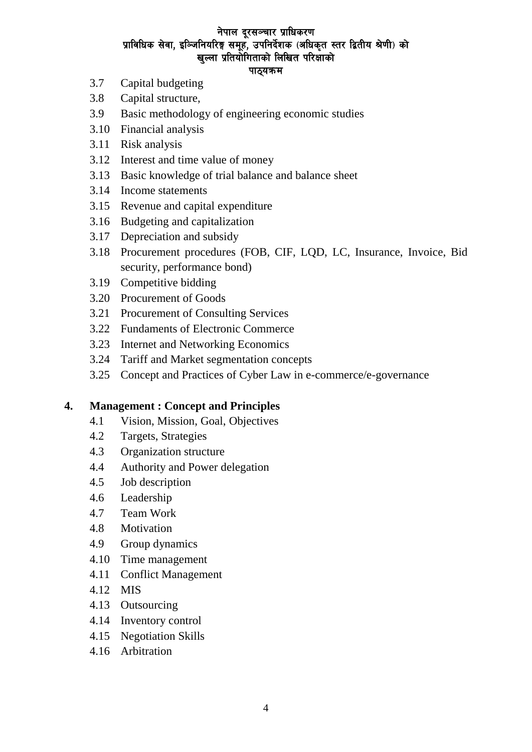3.7 Capital budgeting
3.8 Capital structure,
3.9 Basic methodology of engineering economic studies
3.10 Financial analysis
3.11 Risk analysis
3.12 Interest and time value of money
3.13 Basic knowledge of trial balance and balance sheet
3.14 Income statements
3.15 Revenue and capital expenditure
3.16 Budgeting and capitalization
3.17 Depreciation and subsidy
3.18 Procurement procedures (FOB, CIF, LQD, LC, Insurance, Invoice, Bid security, performance bond)
3.19 Competitive bidding
3.20 Procurement of Goods
3.21 Procurement of Consulting Services
3.22 Fundaments of Electronic Commerce
3.23 Internet and Networking Economics
3.24 Tariff and Market segmentation concepts
3.25 Concept and Practices of Cyber Law in e-commerce/e-governance

## 4. Management : Concept and Principles

4.1 Vision, Mission, Goal, Objectives
4.2 Targets, Strategies
4.3 Organization structure
4.4 Authority and Power delegation
4.5 Job description
4.6 Leadership
4.7 Team Work
4.8 Motivation
4.9 Group dynamics
4.10 Time management
4.11 Conflict Management
4.12 MIS
4.13 Outsourcing
4.14 Inventory control
4.15 Negotiation Skills
4.16 Arbitration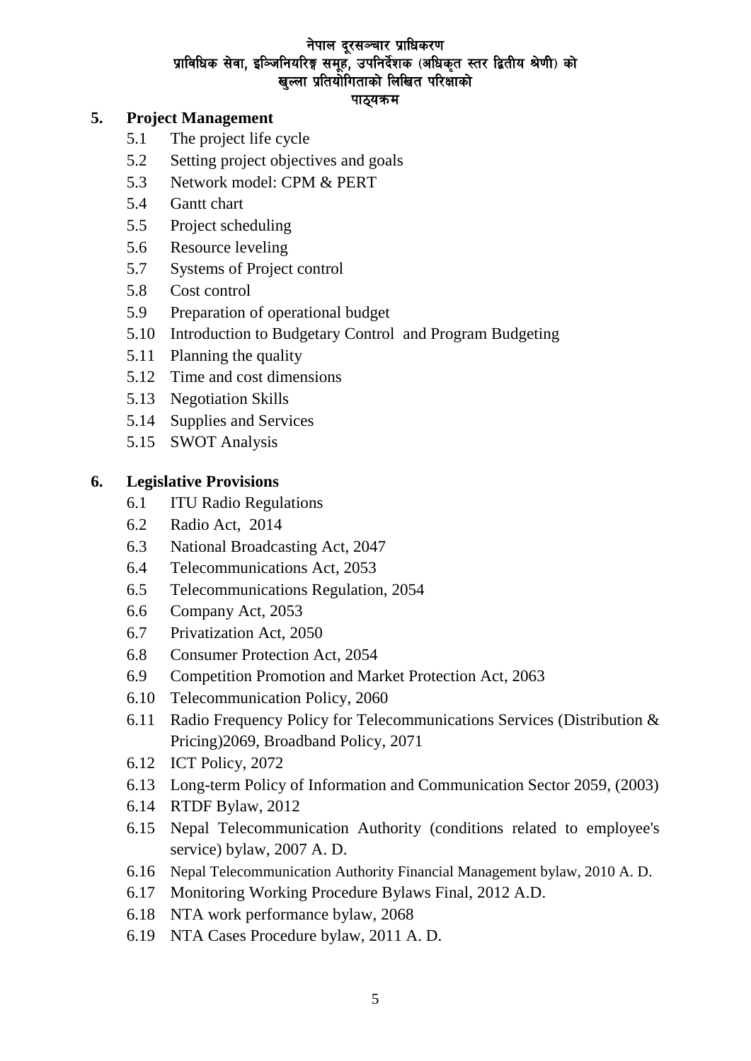## 5. Project Management

- 5.1 The project life cycle
- 5.2 Setting project objectives and goals
- 5.3 Network model: CPM & PERT
- 5.4 Gantt chart
- 5.5 Project scheduling
- 5.6 Resource leveling
- 5.7 Systems of Project control
- 5.8 Cost control
- 5.9 Preparation of operational budget
- 5.10 Introduction to Budgetary Control and Program Budgeting
- 5.11 Planning the quality
- 5.12 Time and cost dimensions
- 5.13 Negotiation Skills
- 5.14 Supplies and Services
- 5.15 SWOT Analysis

## 6. Legislative Provisions

- 6.1 ITU Radio Regulations
- 6.2 Radio Act, 2014
- 6.3 National Broadcasting Act, 2047
- 6.4 Telecommunications Act, 2053
- 6.5 Telecommunications Regulation, 2054
- 6.6 Company Act, 2053
- 6.7 Privatization Act, 2050
- 6.8 Consumer Protection Act, 2054
- 6.9 Competition Promotion and Market Protection Act, 2063
- 6.10 Telecommunication Policy, 2060
- 6.11 Radio Frequency Policy for Telecommunications Services (Distribution & Pricing)2069, Broadband Policy, 2071
- 6.12 ICT Policy, 2072
- 6.13 Long-term Policy of Information and Communication Sector 2059, (2003)
- 6.14 RTDF Bylaw, 2012
- 6.15 Nepal Telecommunication Authority (conditions related to employee's service) bylaw, 2007 A. D.
- 6.16 Nepal Telecommunication Authority Financial Management bylaw, 2010 A. D.
- 6.17 Monitoring Working Procedure Bylaws Final, 2012 A.D.
- 6.18 NTA work performance bylaw, 2068
- 6.19 NTA Cases Procedure bylaw, 2011 A. D.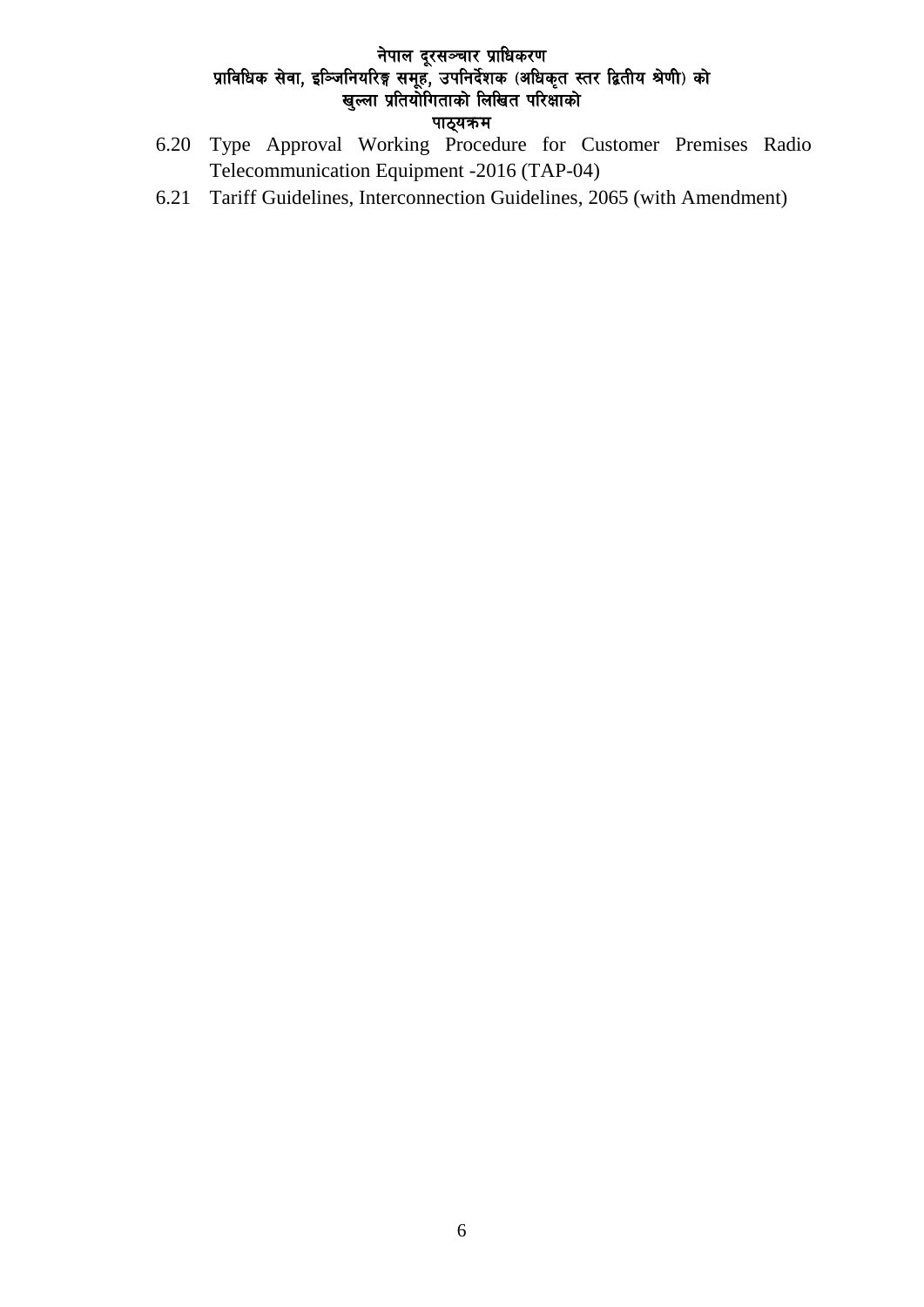6.20 Type Approval Working Procedure for Customer Premises Radio Telecommunication Equipment -2016 (TAP-04)

6.21 Tariff Guidelines, Interconnection Guidelines, 2065 (with Amendment)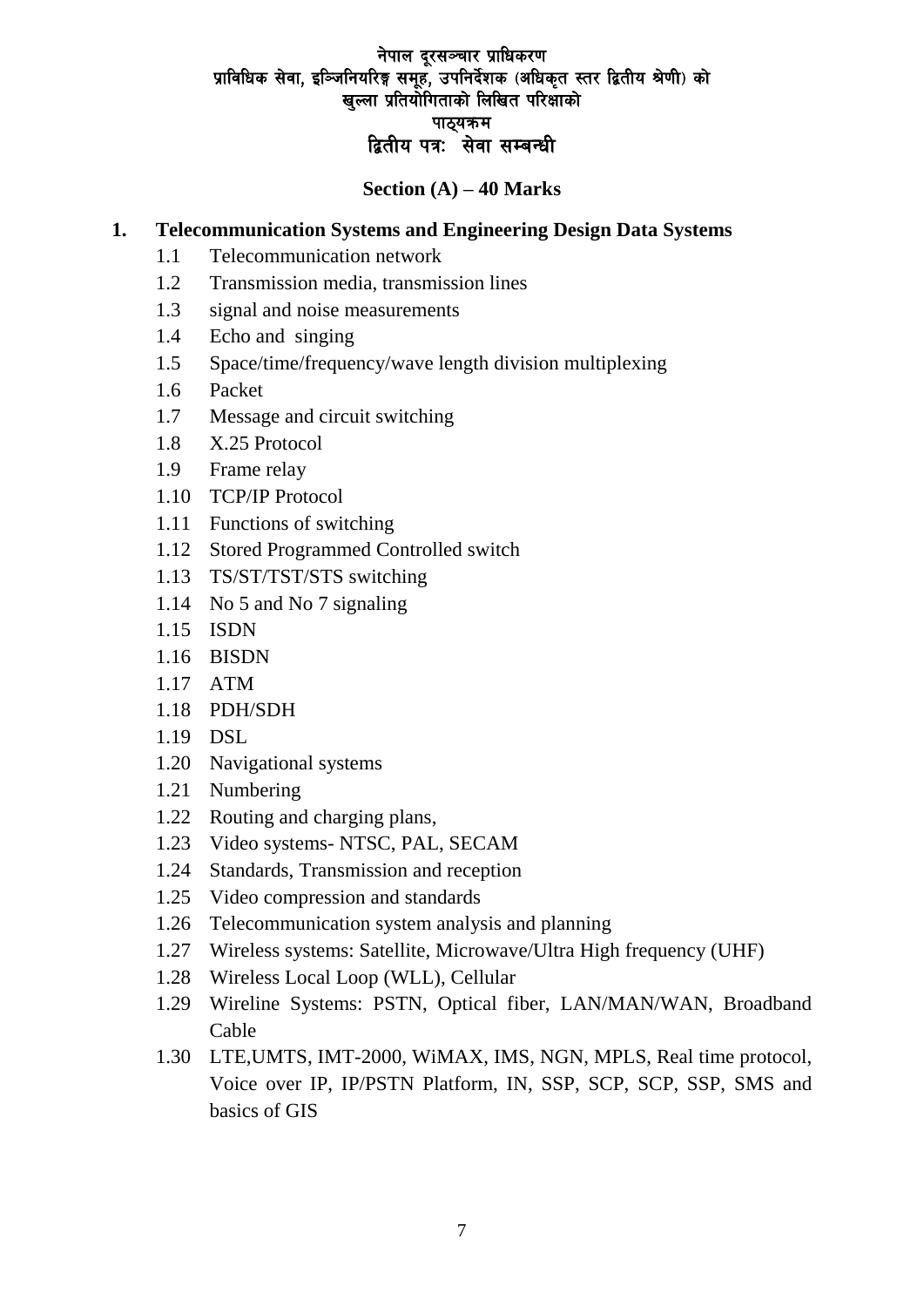**नेपाल दूरसञ्चार प्राधिकरण**
**प्राविधिक सेवा, इञ्जिनियरिङ्ग समूह, उपनिर्देशक (अधिकृत स्तर द्वितीय श्रेणी) को**
**खुल्ला प्रतियोगिताको लिखित परिक्षाको**
**पाठ्यक्रम**

## द्वितीय पत्रः  सेवा सम्बन्धी

### Section (A) – 40 Marks

**1. Telecommunication Systems and Engineering Design Data Systems**

1.1 Telecommunication network
1.2 Transmission media, transmission lines
1.3 signal and noise measurements
1.4 Echo and singing
1.5 Space/time/frequency/wave length division multiplexing
1.6 Packet
1.7 Message and circuit switching
1.8 X.25 Protocol
1.9 Frame relay
1.10 TCP/IP Protocol
1.11 Functions of switching
1.12 Stored Programmed Controlled switch
1.13 TS/ST/TST/STS switching
1.14 No 5 and No 7 signaling
1.15 ISDN
1.16 BISDN
1.17 ATM
1.18 PDH/SDH
1.19 DSL
1.20 Navigational systems
1.21 Numbering
1.22 Routing and charging plans,
1.23 Video systems- NTSC, PAL, SECAM
1.24 Standards, Transmission and reception
1.25 Video compression and standards
1.26 Telecommunication system analysis and planning
1.27 Wireless systems: Satellite, Microwave/Ultra High frequency (UHF)
1.28 Wireless Local Loop (WLL), Cellular
1.29 Wireline Systems: PSTN, Optical fiber, LAN/MAN/WAN, Broadband Cable
1.30 LTE,UMTS, IMT-2000, WiMAX, IMS, NGN, MPLS, Real time protocol, Voice over IP, IP/PSTN Platform, IN, SSP, SCP, SCP, SSP, SMS and basics of GIS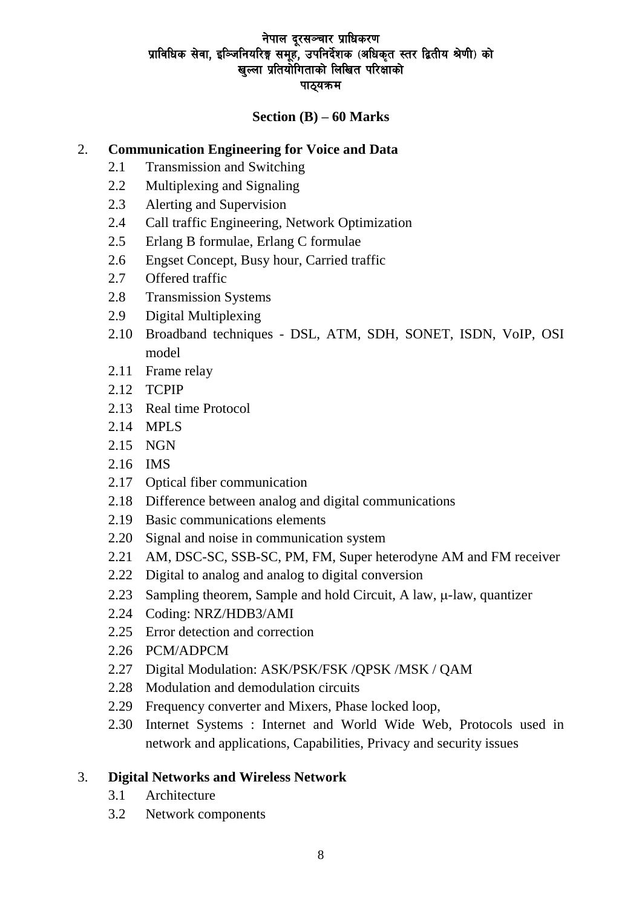नेपाल दूरसञ्चार प्राधिकरण
प्राविधिक सेवा, इञ्जिनियरिङ्ग समूह, उपनिर्देशक (अधिकृत स्तर द्वितीय श्रेणी) को
खुल्ला प्रतियोगिताको लिखित परिक्षाको
पाठ्यक्रम

## Section (B) – 60 Marks

2. **Communication Engineering for Voice and Data**
   - 2.1 Transmission and Switching
   - 2.2 Multiplexing and Signaling
   - 2.3 Alerting and Supervision
   - 2.4 Call traffic Engineering, Network Optimization
   - 2.5 Erlang B formulae, Erlang C formulae
   - 2.6 Engset Concept, Busy hour, Carried traffic
   - 2.7 Offered traffic
   - 2.8 Transmission Systems
   - 2.9 Digital Multiplexing
   - 2.10 Broadband techniques - DSL, ATM, SDH, SONET, ISDN, VoIP, OSI model
   - 2.11 Frame relay
   - 2.12 TCPIP
   - 2.13 Real time Protocol
   - 2.14 MPLS
   - 2.15 NGN
   - 2.16 IMS
   - 2.17 Optical fiber communication
   - 2.18 Difference between analog and digital communications
   - 2.19 Basic communications elements
   - 2.20 Signal and noise in communication system
   - 2.21 AM, DSC-SC, SSB-SC, PM, FM, Super heterodyne AM and FM receiver
   - 2.22 Digital to analog and analog to digital conversion
   - 2.23 Sampling theorem, Sample and hold Circuit, A law, μ-law, quantizer
   - 2.24 Coding: NRZ/HDB3/AMI
   - 2.25 Error detection and correction
   - 2.26 PCM/ADPCM
   - 2.27 Digital Modulation: ASK/PSK/FSK /QPSK /MSK / QAM
   - 2.28 Modulation and demodulation circuits
   - 2.29 Frequency converter and Mixers, Phase locked loop,
   - 2.30 Internet Systems : Internet and World Wide Web, Protocols used in network and applications, Capabilities, Privacy and security issues

3. **Digital Networks and Wireless Network**
   - 3.1 Architecture
   - 3.2 Network components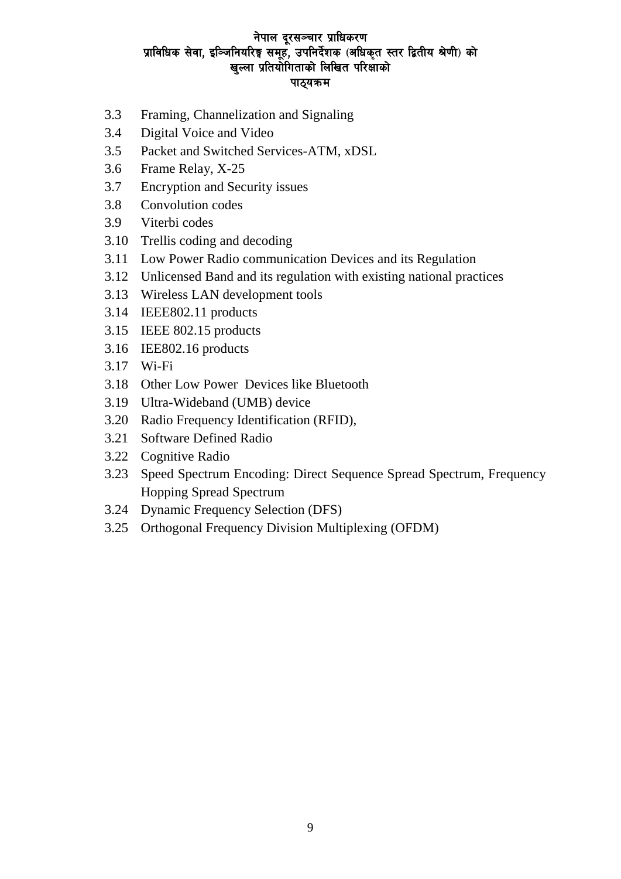- 3.3 Framing, Channelization and Signaling
- 3.4 Digital Voice and Video
- 3.5 Packet and Switched Services-ATM, xDSL
- 3.6 Frame Relay, X-25
- 3.7 Encryption and Security issues
- 3.8 Convolution codes
- 3.9 Viterbi codes
- 3.10 Trellis coding and decoding
- 3.11 Low Power Radio communication Devices and its Regulation
- 3.12 Unlicensed Band and its regulation with existing national practices
- 3.13 Wireless LAN development tools
- 3.14 IEEE802.11 products
- 3.15 IEEE 802.15 products
- 3.16 IEE802.16 products
- 3.17 Wi-Fi
- 3.18 Other Low Power Devices like Bluetooth
- 3.19 Ultra-Wideband (UMB) device
- 3.20 Radio Frequency Identification (RFID),
- 3.21 Software Defined Radio
- 3.22 Cognitive Radio
- 3.23 Speed Spectrum Encoding: Direct Sequence Spread Spectrum, Frequency Hopping Spread Spectrum
- 3.24 Dynamic Frequency Selection (DFS)
- 3.25 Orthogonal Frequency Division Multiplexing (OFDM)